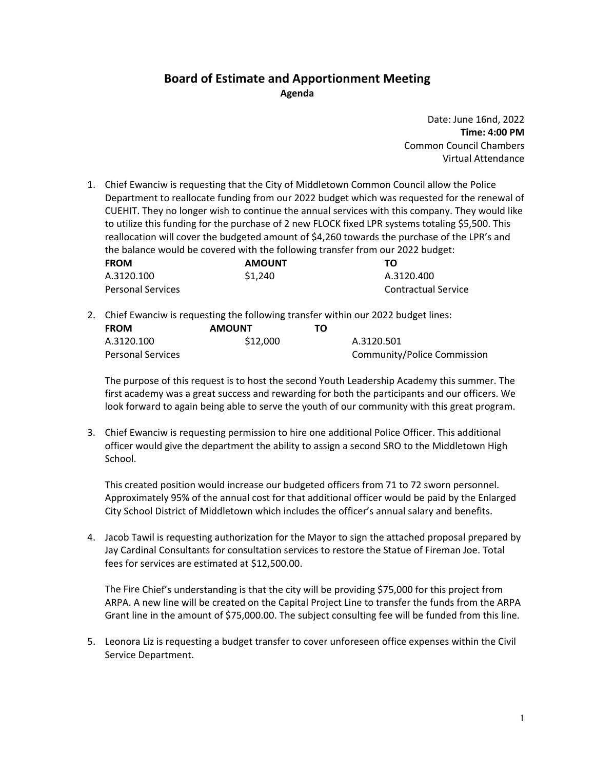# Board of Estimate and Apportionment Meeting

**Agenda**

Date: June 16nd, 2022
**Time: 4:00 PM**
Common Council Chambers
Virtual Attendance

1. Chief Ewanciw is requesting that the City of Middletown Common Council allow the Police Department to reallocate funding from our 2022 budget which was requested for the renewal of CUEHIT. They no longer wish to continue the annual services with this company. They would like to utilize this funding for the purchase of 2 new FLOCK fixed LPR systems totaling $5,500. This reallocation will cover the budgeted amount of $4,260 towards the purchase of the LPR's and the balance would be covered with the following transfer from our 2022 budget:

| FROM | AMOUNT | TO |
| --- | --- | --- |
| A.3120.100 Personal Services | $1,240 | A.3120.400 Contractual Service |

2. Chief Ewanciw is requesting the following transfer within our 2022 budget lines:

| FROM | AMOUNT | TO |
| --- | --- | --- |
| A.3120.100 Personal Services | $12,000 | A.3120.501 Community/Police Commission |

   The purpose of this request is to host the second Youth Leadership Academy this summer. The first academy was a great success and rewarding for both the participants and our officers. We look forward to again being able to serve the youth of our community with this great program.

3. Chief Ewanciw is requesting permission to hire one additional Police Officer. This additional officer would give the department the ability to assign a second SRO to the Middletown High School.

   This created position would increase our budgeted officers from 71 to 72 sworn personnel. Approximately 95% of the annual cost for that additional officer would be paid by the Enlarged City School District of Middletown which includes the officer's annual salary and benefits.

4. Jacob Tawil is requesting authorization for the Mayor to sign the attached proposal prepared by Jay Cardinal Consultants for consultation services to restore the Statue of Fireman Joe. Total fees for services are estimated at $12,500.00.

   The Fire Chief's understanding is that the city will be providing $75,000 for this project from ARPA. A new line will be created on the Capital Project Line to transfer the funds from the ARPA Grant line in the amount of $75,000.00. The subject consulting fee will be funded from this line.

5. Leonora Liz is requesting a budget transfer to cover unforeseen office expenses within the Civil Service Department.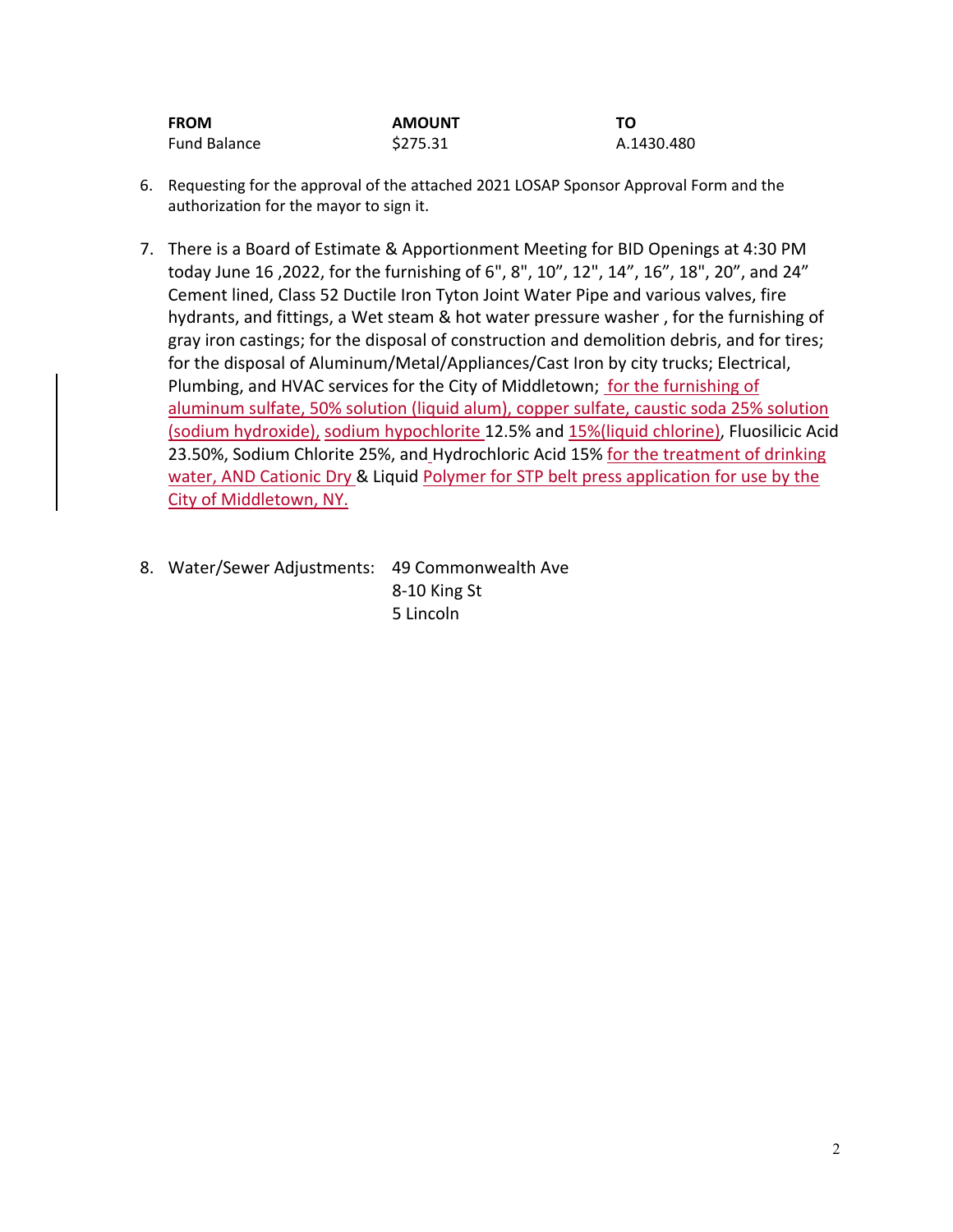| FROM | AMOUNT | TO |
|---|---|---|
| Fund Balance | $275.31 | A.1430.480 |

6. Requesting for the approval of the attached 2021 LOSAP Sponsor Approval Form and the authorization for the mayor to sign it.

7. There is a Board of Estimate & Apportionment Meeting for BID Openings at 4:30 PM today June 16 ,2022, for the furnishing of 6", 8", 10", 12", 14", 16", 18", 20", and 24" Cement lined, Class 52 Ductile Iron Tyton Joint Water Pipe and various valves, fire hydrants, and fittings, a Wet steam & hot water pressure washer , for the furnishing of gray iron castings; for the disposal of construction and demolition debris, and for tires; for the disposal of Aluminum/Metal/Appliances/Cast Iron by city trucks; Electrical, Plumbing, and HVAC services for the City of Middletown; for the furnishing of aluminum sulfate, 50% solution (liquid alum), copper sulfate, caustic soda 25% solution (sodium hydroxide), sodium hypochlorite 12.5% and 15%(liquid chlorine), Fluosilicic Acid 23.50%, Sodium Chlorite 25%, and Hydrochloric Acid 15% for the treatment of drinking water, AND Cationic Dry & Liquid Polymer for STP belt press application for use by the City of Middletown, NY.

8. Water/Sewer Adjustments: 49 Commonwealth Ave
   8-10 King St
   5 Lincoln